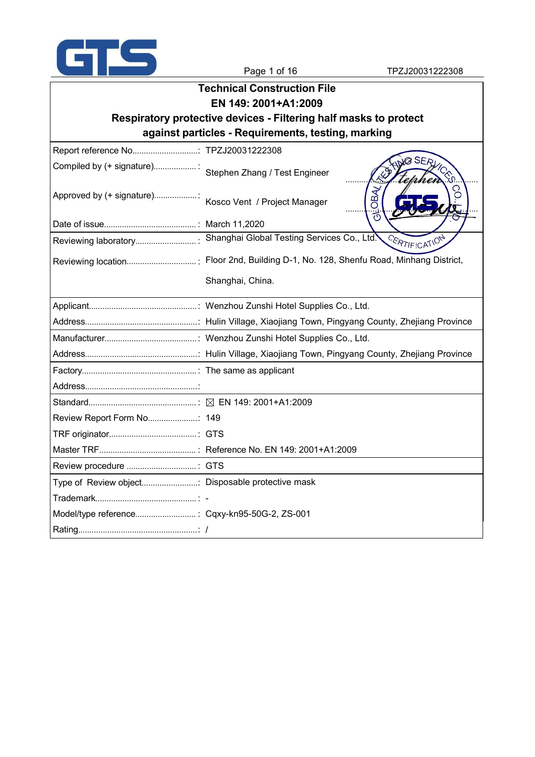# Technical Construction File

## EN 149: 2001+A1:2009

## Respiratory protective devices - Filtering half masks to protect against particles - Requirements, testing, marking

| | |
|---|---|
| Report reference No. | TPZJ20031222308 |
| Compiled by (+ signature) | Stephen Zhang / Test Engineer |
| Approved by (+ signature) | Kosco Vent / Project Manager |
| Date of issue | March 11,2020 |
| Reviewing laboratory | Shanghai Global Testing Services Co., Ltd. |
| Reviewing location | Floor 2nd, Building D-1, No. 128, Shenfu Road, Minhang District, Shanghai, China. |
| Applicant | Wenzhou Zunshi Hotel Supplies Co., Ltd. |
| Address | Hulin Village, Xiaojiang Town, Pingyang County, Zhejiang Province |
| Manufacturer | Wenzhou Zunshi Hotel Supplies Co., Ltd. |
| Address | Hulin Village, Xiaojiang Town, Pingyang County, Zhejiang Province |
| Factory | The same as applicant |
| Address | |
| Standard | ☒ EN 149: 2001+A1:2009 |
| Review Report Form No. | 149 |
| TRF originator | GTS |
| Master TRF | Reference No. EN 149: 2001+A1:2009 |
| Review procedure | GTS |
| Type of Review object | Disposable protective mask |
| Trademark | - |
| Model/type reference | Cqxy-kn95-50G-2, ZS-001 |
| Rating | / |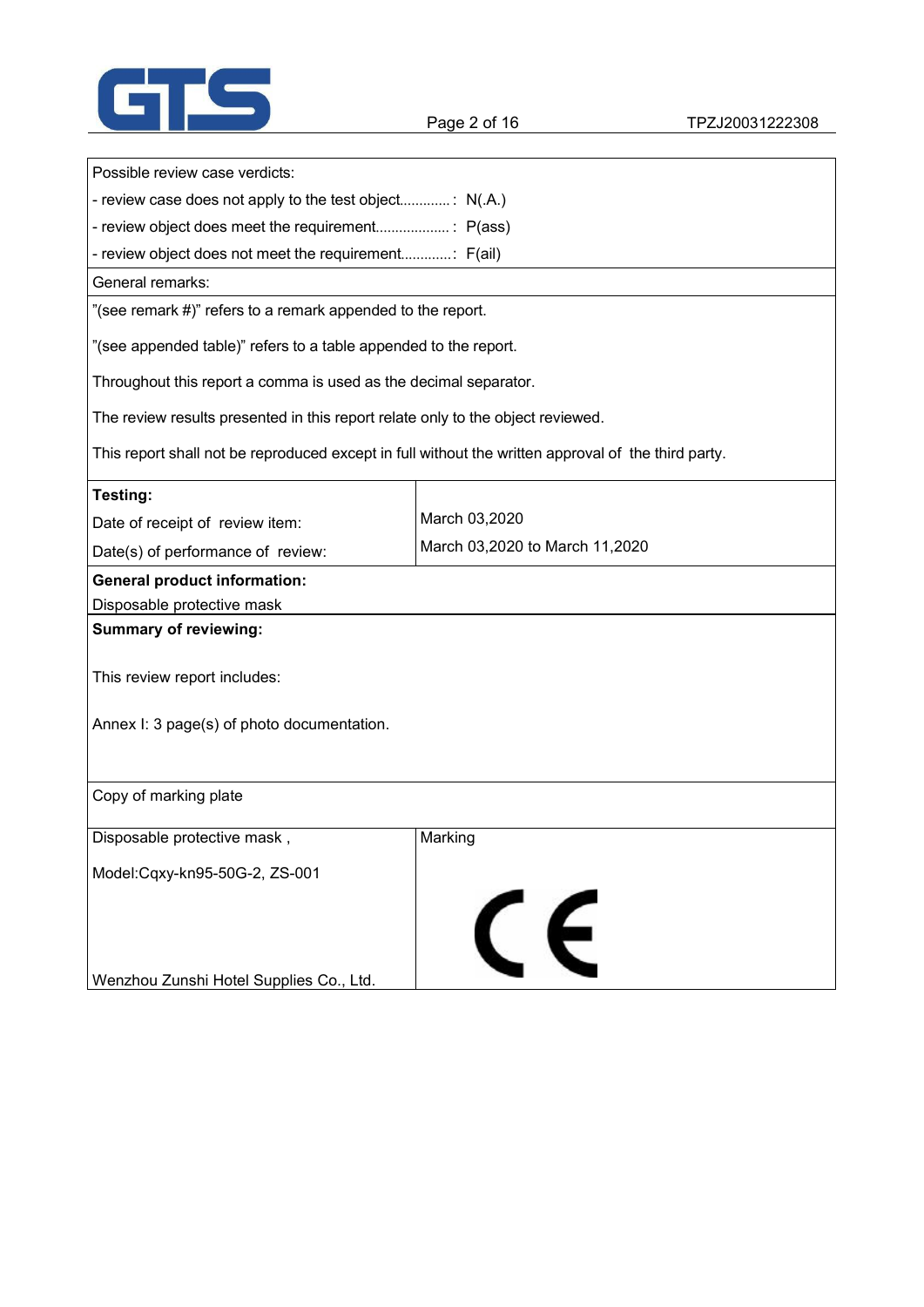Possible review case verdicts:

- review case does not apply to the test object............: N(.A.)
- review object does meet the requirement...................: P(ass)
- review object does not meet the requirement............: F(ail)

General remarks:

"(see remark #)" refers to a remark appended to the report.

"(see appended table)" refers to a table appended to the report.

Throughout this report a comma is used as the decimal separator.

The review results presented in this report relate only to the object reviewed.

This report shall not be reproduced except in full without the written approval of the third party.

| **Testing:** | |
|---|---|
| Date of receipt of review item: | March 03,2020 |
| Date(s) of performance of review: | March 03,2020 to March 11,2020 |

**General product information:**

Disposable protective mask

**Summary of reviewing:**

This review report includes:

Annex I: 3 page(s) of photo documentation.

Copy of marking plate

| Disposable protective mask ,<br><br>Model:Cqxy-kn95-50G-2, ZS-001<br><br>Wenzhou Zunshi Hotel Supplies Co., Ltd. | Marking<br><br>CE |
|---|---|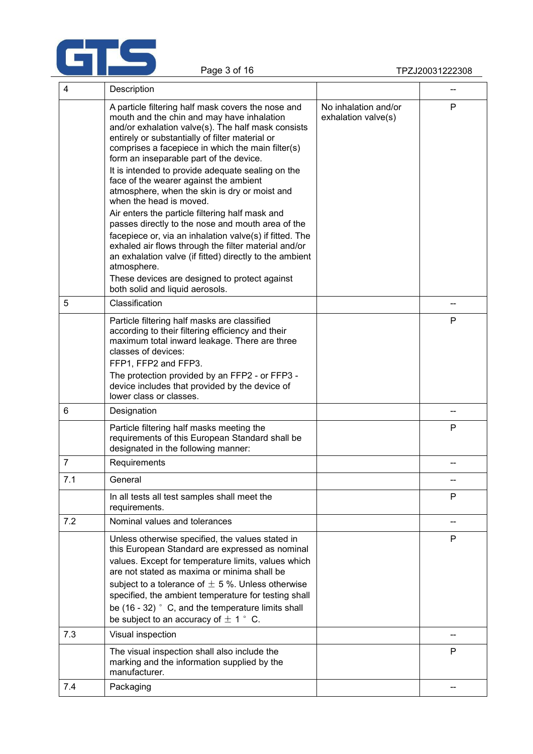| 4 | Description | | -- |
|---|---|---|---|
| | A particle filtering half mask covers the nose and mouth and the chin and may have inhalation and/or exhalation valve(s). The half mask consists entirely or substantially of filter material or comprises a facepiece in which the main filter(s) form an inseparable part of the device.<br>It is intended to provide adequate sealing on the face of the wearer against the ambient atmosphere, when the skin is dry or moist and when the head is moved.<br>Air enters the particle filtering half mask and passes directly to the nose and mouth area of the facepiece or, via an inhalation valve(s) if fitted. The exhaled air flows through the filter material and/or an exhalation valve (if fitted) directly to the ambient atmosphere.<br>These devices are designed to protect against both solid and liquid aerosols. | No inhalation and/or exhalation valve(s) | P |
| 5 | Classification | | -- |
| | Particle filtering half masks are classified according to their filtering efficiency and their maximum total inward leakage. There are three classes of devices:<br>FFP1, FFP2 and FFP3.<br>The protection provided by an FFP2 - or FFP3 - device includes that provided by the device of lower class or classes. | | P |
| 6 | Designation | | -- |
| | Particle filtering half masks meeting the requirements of this European Standard shall be designated in the following manner: | | P |
| 7 | Requirements | | -- |
| 7.1 | General | | -- |
| | In all tests all test samples shall meet the requirements. | | P |
| 7.2 | Nominal values and tolerances | | -- |
| | Unless otherwise specified, the values stated in this European Standard are expressed as nominal values. Except for temperature limits, values which are not stated as maxima or minima shall be subject to a tolerance of ± 5 %. Unless otherwise specified, the ambient temperature for testing shall be (16 - 32) ° C, and the temperature limits shall be subject to an accuracy of ± 1 ° C. | | P |
| 7.3 | Visual inspection | | -- |
| | The visual inspection shall also include the marking and the information supplied by the manufacturer. | | P |
| 7.4 | Packaging | | -- |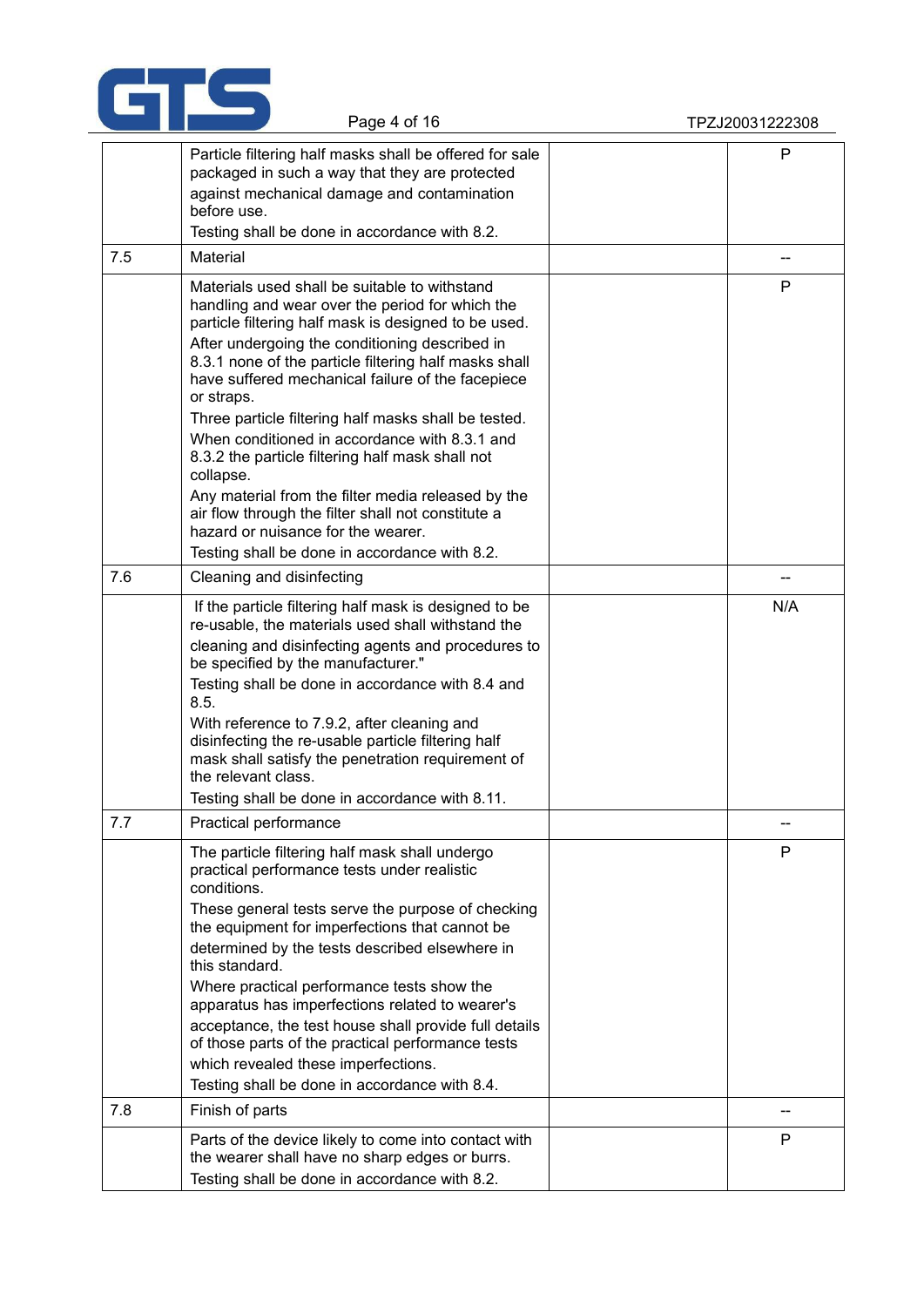| | | | |
|---|---|---|---|
| | Particle filtering half masks shall be offered for sale packaged in such a way that they are protected against mechanical damage and contamination before use.<br>Testing shall be done in accordance with 8.2. | | P |
| 7.5 | Material | | -- |
| | Materials used shall be suitable to withstand handling and wear over the period for which the particle filtering half mask is designed to be used.<br>After undergoing the conditioning described in 8.3.1 none of the particle filtering half masks shall have suffered mechanical failure of the facepiece or straps.<br>Three particle filtering half masks shall be tested.<br>When conditioned in accordance with 8.3.1 and 8.3.2 the particle filtering half mask shall not collapse.<br>Any material from the filter media released by the air flow through the filter shall not constitute a hazard or nuisance for the wearer.<br>Testing shall be done in accordance with 8.2. | | P |
| 7.6 | Cleaning and disinfecting | | -- |
| | If the particle filtering half mask is designed to be re-usable, the materials used shall withstand the cleaning and disinfecting agents and procedures to be specified by the manufacturer."<br>Testing shall be done in accordance with 8.4 and 8.5.<br>With reference to 7.9.2, after cleaning and disinfecting the re-usable particle filtering half mask shall satisfy the penetration requirement of the relevant class.<br>Testing shall be done in accordance with 8.11. | | N/A |
| 7.7 | Practical performance | | -- |
| | The particle filtering half mask shall undergo practical performance tests under realistic conditions.<br>These general tests serve the purpose of checking the equipment for imperfections that cannot be determined by the tests described elsewhere in this standard.<br>Where practical performance tests show the apparatus has imperfections related to wearer's acceptance, the test house shall provide full details of those parts of the practical performance tests which revealed these imperfections.<br>Testing shall be done in accordance with 8.4. | | P |
| 7.8 | Finish of parts | | -- |
| | Parts of the device likely to come into contact with the wearer shall have no sharp edges or burrs.<br>Testing shall be done in accordance with 8.2. | | P |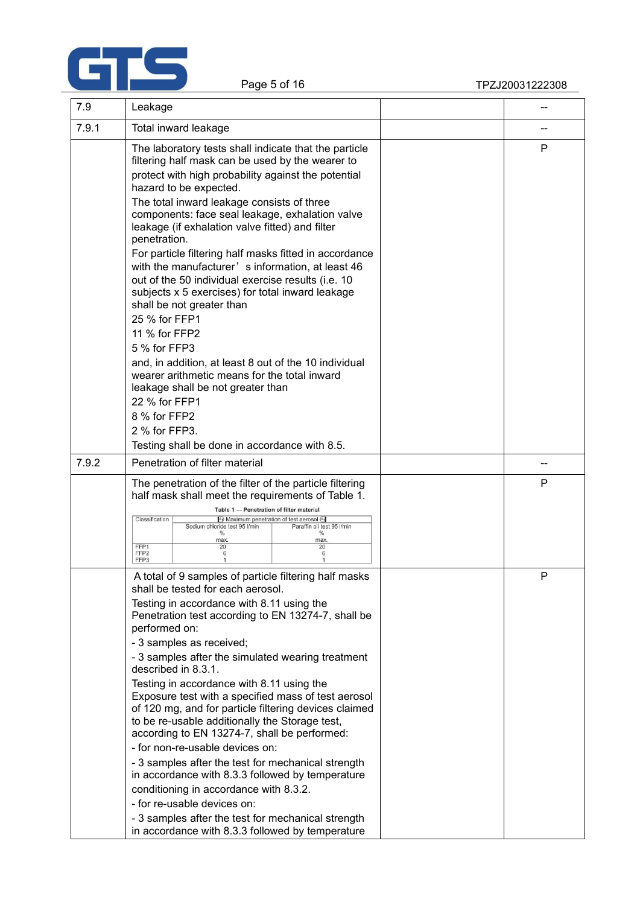| | | | |
|---|---|---|---|
| 7.9 | Leakage | | -- |
| 7.9.1 | Total inward leakage | | -- |
| | The laboratory tests shall indicate that the particle filtering half mask can be used by the wearer to protect with high probability against the potential hazard to be expected.<br>The total inward leakage consists of three components: face seal leakage, exhalation valve leakage (if exhalation valve fitted) and filter penetration.<br>For particle filtering half masks fitted in accordance with the manufacturer's information, at least 46 out of the 50 individual exercise results (i.e. 10 subjects x 5 exercises) for total inward leakage shall be not greater than<br>25 % for FFP1<br>11 % for FFP2<br>5 % for FFP3<br>and, in addition, at least 8 out of the 10 individual wearer arithmetic means for the total inward leakage shall be not greater than<br>22 % for FFP1<br>8 % for FFP2<br>2 % for FFP3.<br>Testing shall be done in accordance with 8.5. | | P |
| 7.9.2 | Penetration of filter material | | -- |
| | The penetration of the filter of the particle filtering half mask shall meet the requirements of Table 1.<br>**Table 1 — Penetration of filter material**<br>Classification / Maximum penetration of test aerosol:<br>Sodium chloride test 95 l/min, % max.: FFP1 20; FFP2 6; FFP3 1<br>Paraffin oil test 95 l/min, % max.: FFP1 20; FFP2 6; FFP3 1 | | P |
| | A total of 9 samples of particle filtering half masks shall be tested for each aerosol.<br>Testing in accordance with 8.11 using the Penetration test according to EN 13274-7, shall be performed on:<br>- 3 samples as received;<br>- 3 samples after the simulated wearing treatment described in 8.3.1.<br>Testing in accordance with 8.11 using the Exposure test with a specified mass of test aerosol of 120 mg, and for particle filtering devices claimed to be re-usable additionally the Storage test, according to EN 13274-7, shall be performed:<br>- for non-re-usable devices on:<br>- 3 samples after the test for mechanical strength in accordance with 8.3.3 followed by temperature conditioning in accordance with 8.3.2.<br>- for re-usable devices on:<br>- 3 samples after the test for mechanical strength in accordance with 8.3.3 followed by temperature | | P |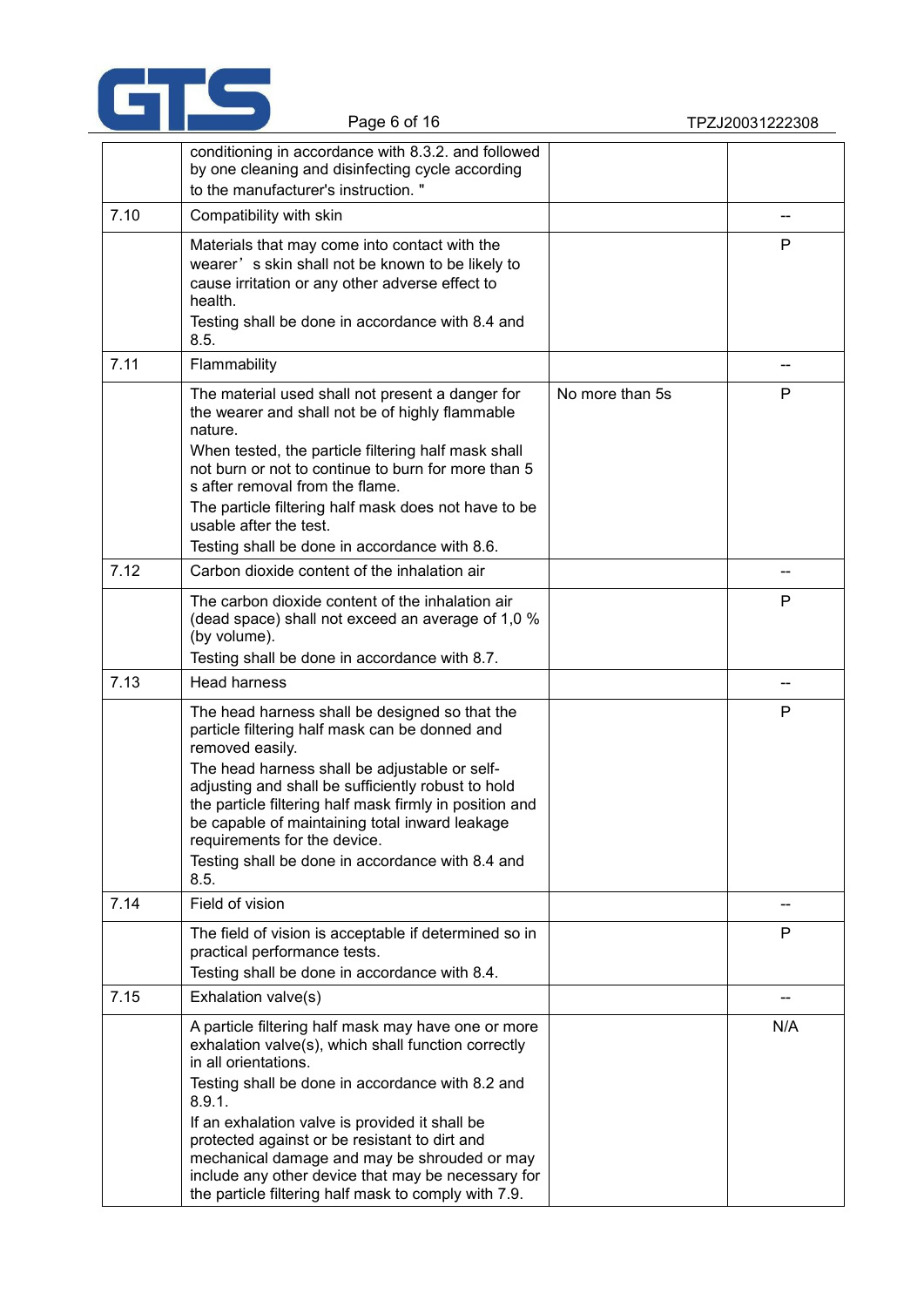| | | | |
|---|---|---|---|
| | conditioning in accordance with 8.3.2. and followed by one cleaning and disinfecting cycle according to the manufacturer's instruction. " | | |
| 7.10 | Compatibility with skin | | -- |
| | Materials that may come into contact with the wearer's skin shall not be known to be likely to cause irritation or any other adverse effect to health.<br>Testing shall be done in accordance with 8.4 and 8.5. | | P |
| 7.11 | Flammability | | -- |
| | The material used shall not present a danger for the wearer and shall not be of highly flammable nature.<br>When tested, the particle filtering half mask shall not burn or not to continue to burn for more than 5 s after removal from the flame.<br>The particle filtering half mask does not have to be usable after the test.<br>Testing shall be done in accordance with 8.6. | No more than 5s | P |
| 7.12 | Carbon dioxide content of the inhalation air | | -- |
| | The carbon dioxide content of the inhalation air (dead space) shall not exceed an average of 1,0 % (by volume).<br>Testing shall be done in accordance with 8.7. | | P |
| 7.13 | Head harness | | -- |
| | The head harness shall be designed so that the particle filtering half mask can be donned and removed easily.<br>The head harness shall be adjustable or self-adjusting and shall be sufficiently robust to hold the particle filtering half mask firmly in position and be capable of maintaining total inward leakage requirements for the device.<br>Testing shall be done in accordance with 8.4 and 8.5. | | P |
| 7.14 | Field of vision | | -- |
| | The field of vision is acceptable if determined so in practical performance tests.<br>Testing shall be done in accordance with 8.4. | | P |
| 7.15 | Exhalation valve(s) | | -- |
| | A particle filtering half mask may have one or more exhalation valve(s), which shall function correctly in all orientations.<br>Testing shall be done in accordance with 8.2 and 8.9.1.<br>If an exhalation valve is provided it shall be protected against or be resistant to dirt and mechanical damage and may be shrouded or may include any other device that may be necessary for the particle filtering half mask to comply with 7.9. | | N/A |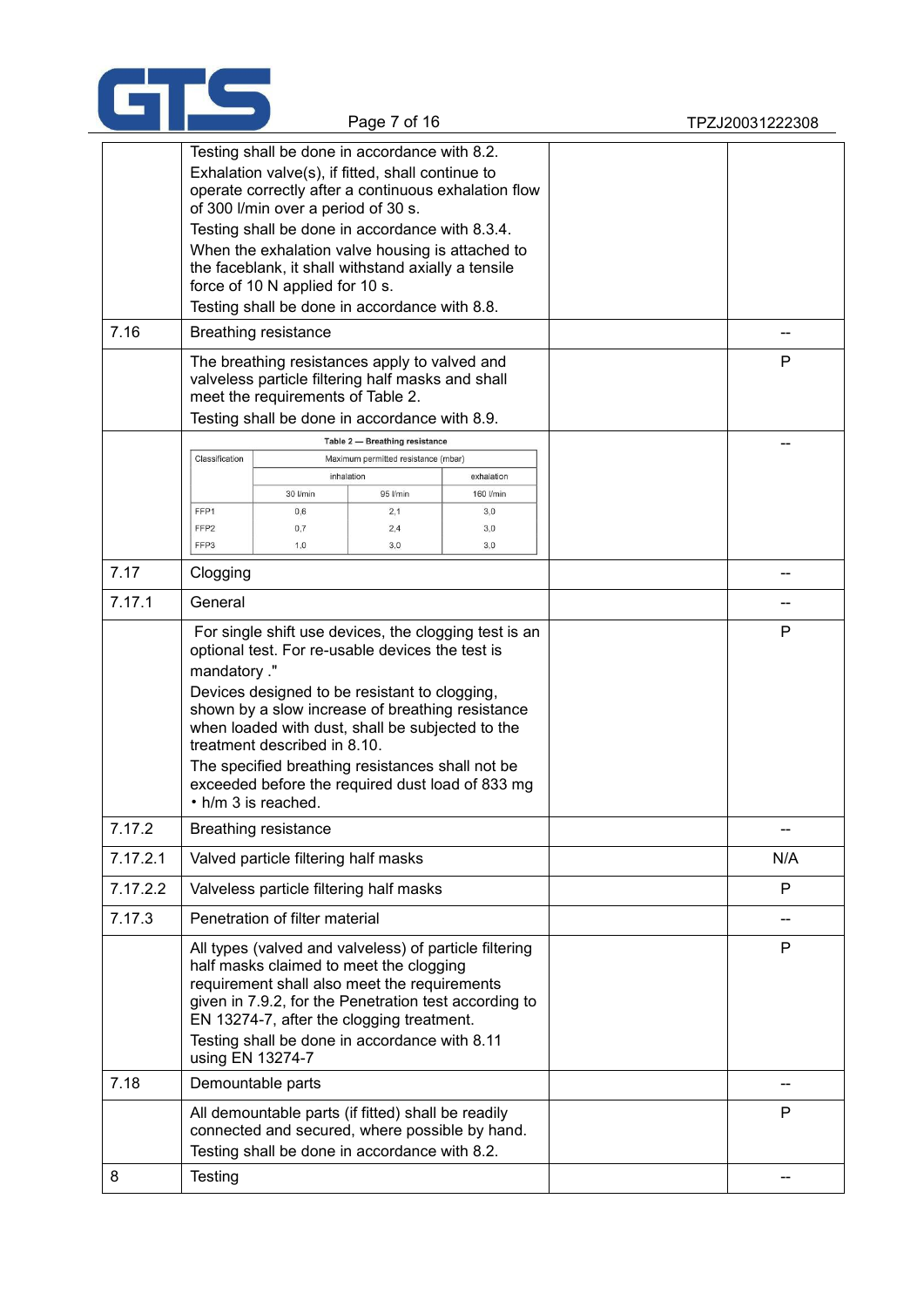| | | | |
|---|---|---|---|
| | Testing shall be done in accordance with 8.2.<br>Exhalation valve(s), if fitted, shall continue to operate correctly after a continuous exhalation flow of 300 l/min over a period of 30 s.<br>Testing shall be done in accordance with 8.3.4.<br>When the exhalation valve housing is attached to the faceblank, it shall withstand axially a tensile force of 10 N applied for 10 s.<br>Testing shall be done in accordance with 8.8. | | |
| 7.16 | Breathing resistance | | -- |
| | The breathing resistances apply to valved and valveless particle filtering half masks and shall meet the requirements of Table 2.<br>Testing shall be done in accordance with 8.9. | | P |
| | Table 2 — Breathing resistance (see below) | | -- |
| 7.17 | Clogging | | -- |
| 7.17.1 | General | | -- |
| | For single shift use devices, the clogging test is an optional test. For re-usable devices the test is mandatory ."<br>Devices designed to be resistant to clogging, shown by a slow increase of breathing resistance when loaded with dust, shall be subjected to the treatment described in 8.10.<br>The specified breathing resistances shall not be exceeded before the required dust load of 833 mg • h/m 3 is reached. | | P |
| 7.17.2 | Breathing resistance | | -- |
| 7.17.2.1 | Valved particle filtering half masks | | N/A |
| 7.17.2.2 | Valveless particle filtering half masks | | P |
| 7.17.3 | Penetration of filter material | | -- |
| | All types (valved and valveless) of particle filtering half masks claimed to meet the clogging requirement shall also meet the requirements given in 7.9.2, for the Penetration test according to EN 13274-7, after the clogging treatment.<br>Testing shall be done in accordance with 8.11 using EN 13274-7 | | P |
| 7.18 | Demountable parts | | -- |
| | All demountable parts (if fitted) shall be readily connected and secured, where possible by hand.<br>Testing shall be done in accordance with 8.2. | | P |
| 8 | Testing | | -- |

**Table 2 — Breathing resistance**

| Classification | Maximum permitted resistance (mbar) | | |
|---|---|---|---|
| | inhalation | | exhalation |
| | 30 l/min | 95 l/min | 160 l/min |
| FFP1 | 0,6 | 2,1 | 3,0 |
| FFP2 | 0,7 | 2,4 | 3,0 |
| FFP3 | 1,0 | 3,0 | 3,0 |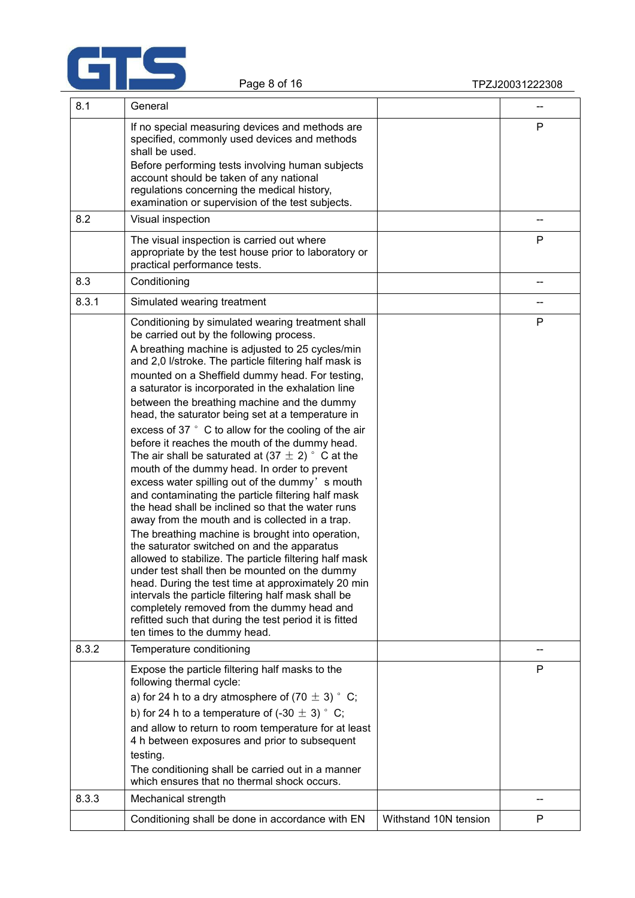| | | | |
|---|---|---|---|
| 8.1 | General | | -- |
| | If no special measuring devices and methods are specified, commonly used devices and methods shall be used.<br>Before performing tests involving human subjects account should be taken of any national regulations concerning the medical history, examination or supervision of the test subjects. | | P |
| 8.2 | Visual inspection | | -- |
| | The visual inspection is carried out where appropriate by the test house prior to laboratory or practical performance tests. | | P |
| 8.3 | Conditioning | | -- |
| 8.3.1 | Simulated wearing treatment | | -- |
| | Conditioning by simulated wearing treatment shall be carried out by the following process.<br>A breathing machine is adjusted to 25 cycles/min and 2,0 l/stroke. The particle filtering half mask is mounted on a Sheffield dummy head. For testing, a saturator is incorporated in the exhalation line between the breathing machine and the dummy head, the saturator being set at a temperature in excess of 37 °C to allow for the cooling of the air before it reaches the mouth of the dummy head. The air shall be saturated at (37 ± 2) °C at the mouth of the dummy head. In order to prevent excess water spilling out of the dummy's mouth and contaminating the particle filtering half mask the head shall be inclined so that the water runs away from the mouth and is collected in a trap.<br>The breathing machine is brought into operation, the saturator switched on and the apparatus allowed to stabilize. The particle filtering half mask under test shall then be mounted on the dummy head. During the test time at approximately 20 min intervals the particle filtering half mask shall be completely removed from the dummy head and refitted such that during the test period it is fitted ten times to the dummy head. | | P |
| 8.3.2 | Temperature conditioning | | -- |
| | Expose the particle filtering half masks to the following thermal cycle:<br>a) for 24 h to a dry atmosphere of (70 ± 3) °C;<br>b) for 24 h to a temperature of (-30 ± 3) °C;<br>and allow to return to room temperature for at least 4 h between exposures and prior to subsequent testing.<br>The conditioning shall be carried out in a manner which ensures that no thermal shock occurs. | | P |
| 8.3.3 | Mechanical strength | | -- |
| | Conditioning shall be done in accordance with EN | Withstand 10N tension | P |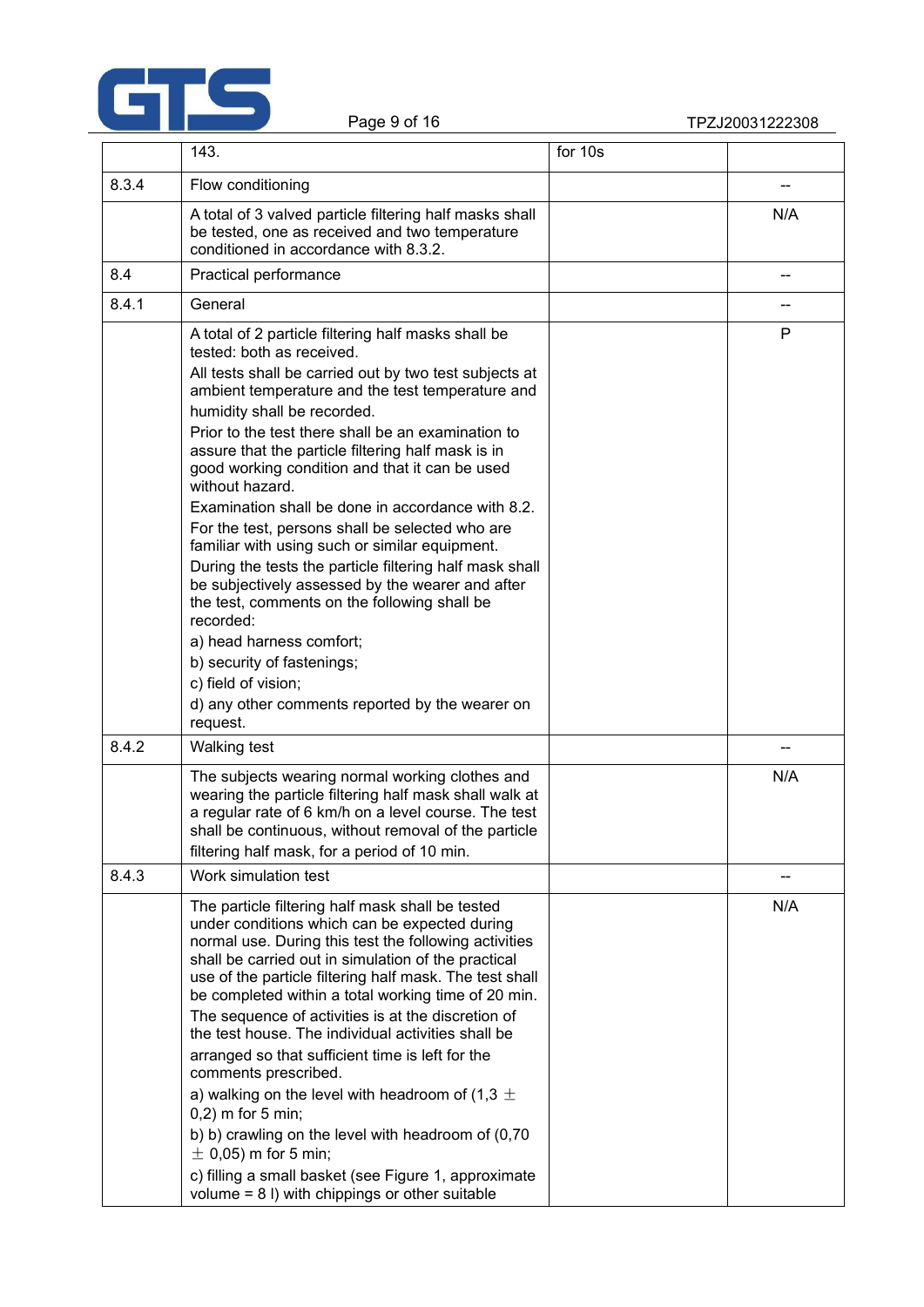| | | | |
|---|---|---|---|
| | 143. | for 10s | |
| 8.3.4 | Flow conditioning | | -- |
| | A total of 3 valved particle filtering half masks shall be tested, one as received and two temperature conditioned in accordance with 8.3.2. | | N/A |
| 8.4 | Practical performance | | -- |
| 8.4.1 | General | | -- |
| | A total of 2 particle filtering half masks shall be tested: both as received.<br>All tests shall be carried out by two test subjects at ambient temperature and the test temperature and humidity shall be recorded.<br>Prior to the test there shall be an examination to assure that the particle filtering half mask is in good working condition and that it can be used without hazard.<br>Examination shall be done in accordance with 8.2.<br>For the test, persons shall be selected who are familiar with using such or similar equipment.<br>During the tests the particle filtering half mask shall be subjectively assessed by the wearer and after the test, comments on the following shall be recorded:<br>a) head harness comfort;<br>b) security of fastenings;<br>c) field of vision;<br>d) any other comments reported by the wearer on request. | | P |
| 8.4.2 | Walking test | | -- |
| | The subjects wearing normal working clothes and wearing the particle filtering half mask shall walk at a regular rate of 6 km/h on a level course. The test shall be continuous, without removal of the particle filtering half mask, for a period of 10 min. | | N/A |
| 8.4.3 | Work simulation test | | -- |
| | The particle filtering half mask shall be tested under conditions which can be expected during normal use. During this test the following activities shall be carried out in simulation of the practical use of the particle filtering half mask. The test shall be completed within a total working time of 20 min.<br>The sequence of activities is at the discretion of the test house. The individual activities shall be arranged so that sufficient time is left for the comments prescribed.<br>a) walking on the level with headroom of (1,3 ± 0,2) m for 5 min;<br>b) b) crawling on the level with headroom of (0,70 ± 0,05) m for 5 min;<br>c) filling a small basket (see Figure 1, approximate volume = 8 l) with chippings or other suitable | | N/A |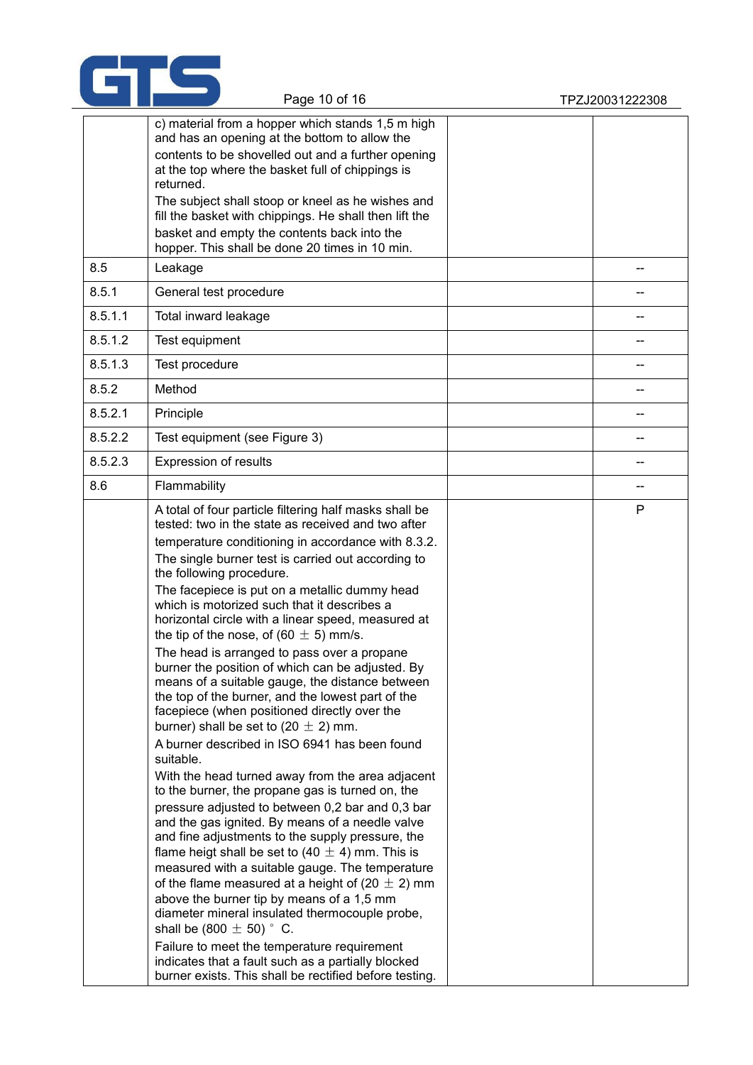| | | | |
|---|---|---|---|
| | c) material from a hopper which stands 1,5 m high and has an opening at the bottom to allow the contents to be shovelled out and a further opening at the top where the basket full of chippings is returned.<br>The subject shall stoop or kneel as he wishes and fill the basket with chippings. He shall then lift the basket and empty the contents back into the hopper. This shall be done 20 times in 10 min. | | |
| 8.5 | Leakage | | -- |
| 8.5.1 | General test procedure | | -- |
| 8.5.1.1 | Total inward leakage | | -- |
| 8.5.1.2 | Test equipment | | -- |
| 8.5.1.3 | Test procedure | | -- |
| 8.5.2 | Method | | -- |
| 8.5.2.1 | Principle | | -- |
| 8.5.2.2 | Test equipment (see Figure 3) | | -- |
| 8.5.2.3 | Expression of results | | -- |
| 8.6 | Flammability | | -- |
| | A total of four particle filtering half masks shall be tested: two in the state as received and two after temperature conditioning in accordance with 8.3.2.<br>The single burner test is carried out according to the following procedure.<br>The facepiece is put on a metallic dummy head which is motorized such that it describes a horizontal circle with a linear speed, measured at the tip of the nose, of (60 ± 5) mm/s.<br>The head is arranged to pass over a propane burner the position of which can be adjusted. By means of a suitable gauge, the distance between the top of the burner, and the lowest part of the facepiece (when positioned directly over the burner) shall be set to (20 ± 2) mm.<br>A burner described in ISO 6941 has been found suitable.<br>With the head turned away from the area adjacent to the burner, the propane gas is turned on, the pressure adjusted to between 0,2 bar and 0,3 bar and the gas ignited. By means of a needle valve and fine adjustments to the supply pressure, the flame heigt shall be set to (40 ± 4) mm. This is measured with a suitable gauge. The temperature of the flame measured at a height of (20 ± 2) mm above the burner tip by means of a 1,5 mm diameter mineral insulated thermocouple probe, shall be (800 ± 50) ° C.<br>Failure to meet the temperature requirement indicates that a fault such as a partially blocked burner exists. This shall be rectified before testing. | | P |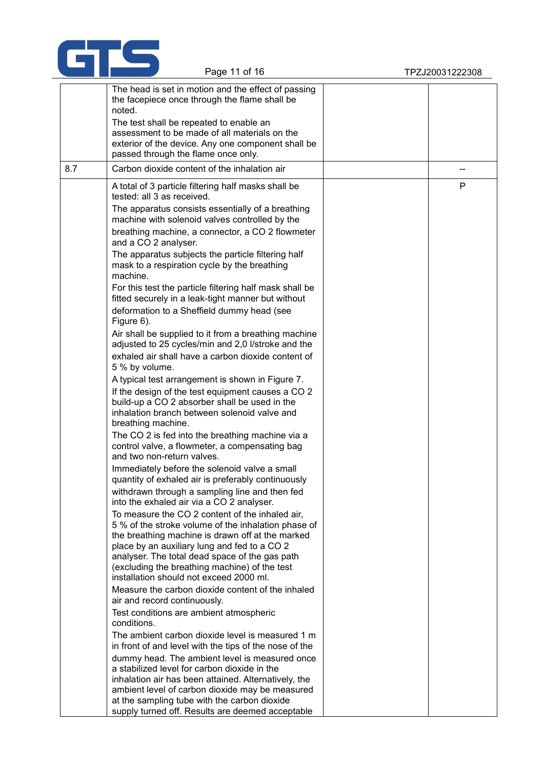| | | | |
|---|---|---|---|
| | The head is set in motion and the effect of passing the facepiece once through the flame shall be noted.<br>The test shall be repeated to enable an assessment to be made of all materials on the exterior of the device. Any one component shall be passed through the flame once only. | | |
| 8.7 | Carbon dioxide content of the inhalation air | | -- |
| | A total of 3 particle filtering half masks shall be tested: all 3 as received.<br>The apparatus consists essentially of a breathing machine with solenoid valves controlled by the breathing machine, a connector, a $CO_2$ flowmeter and a $CO_2$ analyser.<br>The apparatus subjects the particle filtering half mask to a respiration cycle by the breathing machine.<br>For this test the particle filtering half mask shall be fitted securely in a leak-tight manner but without deformation to a Sheffield dummy head (see Figure 6).<br>Air shall be supplied to it from a breathing machine adjusted to 25 cycles/min and 2,0 l/stroke and the exhaled air shall have a carbon dioxide content of 5 % by volume.<br>A typical test arrangement is shown in Figure 7.<br>If the design of the test equipment causes a $CO_2$ build-up a $CO_2$ absorber shall be used in the inhalation branch between solenoid valve and breathing machine.<br>The $CO_2$ is fed into the breathing machine via a control valve, a flowmeter, a compensating bag and two non-return valves.<br>Immediately before the solenoid valve a small quantity of exhaled air is preferably continuously withdrawn through a sampling line and then fed into the exhaled air via a $CO_2$ analyser.<br>To measure the $CO_2$ content of the inhaled air, 5 % of the stroke volume of the inhalation phase of the breathing machine is drawn off at the marked place by an auxiliary lung and fed to a $CO_2$ analyser. The total dead space of the gas path (excluding the breathing machine) of the test installation should not exceed 2000 ml.<br>Measure the carbon dioxide content of the inhaled air and record continuously.<br>Test conditions are ambient atmospheric conditions.<br>The ambient carbon dioxide level is measured 1 m in front of and level with the tips of the nose of the dummy head. The ambient level is measured once a stabilized level for carbon dioxide in the inhalation air has been attained. Alternatively, the ambient level of carbon dioxide may be measured at the sampling tube with the carbon dioxide supply turned off. Results are deemed acceptable | | P |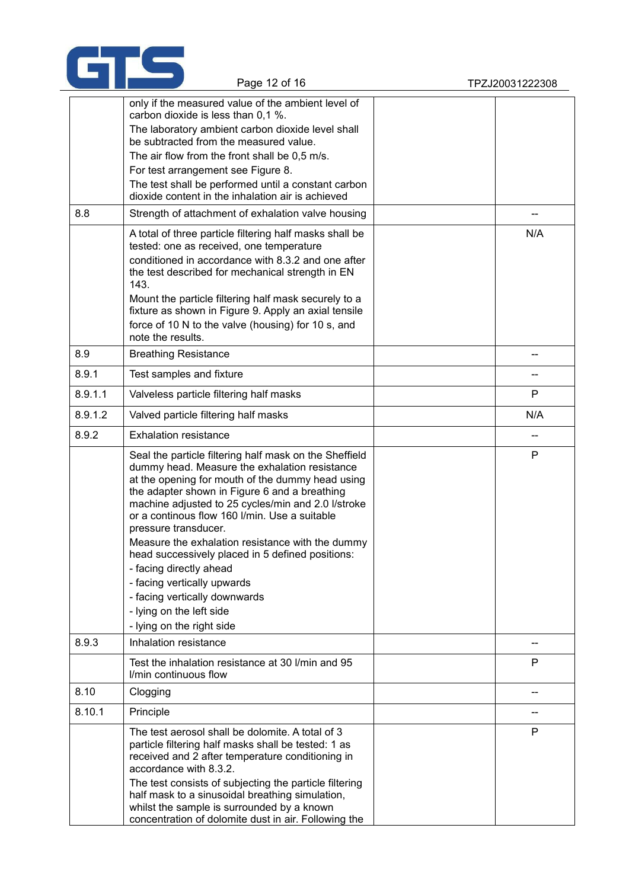| | | | |
|---|---|---|---|
| | only if the measured value of the ambient level of carbon dioxide is less than 0,1 %.<br>The laboratory ambient carbon dioxide level shall be subtracted from the measured value.<br>The air flow from the front shall be 0,5 m/s.<br>For test arrangement see Figure 8.<br>The test shall be performed until a constant carbon dioxide content in the inhalation air is achieved | | |
| 8.8 | Strength of attachment of exhalation valve housing | | -- |
| | A total of three particle filtering half masks shall be tested: one as received, one temperature conditioned in accordance with 8.3.2 and one after the test described for mechanical strength in EN 143.<br>Mount the particle filtering half mask securely to a fixture as shown in Figure 9. Apply an axial tensile force of 10 N to the valve (housing) for 10 s, and note the results. | | N/A |
| 8.9 | Breathing Resistance | | -- |
| 8.9.1 | Test samples and fixture | | -- |
| 8.9.1.1 | Valveless particle filtering half masks | | P |
| 8.9.1.2 | Valved particle filtering half masks | | N/A |
| 8.9.2 | Exhalation resistance | | -- |
| | Seal the particle filtering half mask on the Sheffield dummy head. Measure the exhalation resistance at the opening for mouth of the dummy head using the adapter shown in Figure 6 and a breathing machine adjusted to 25 cycles/min and 2.0 l/stroke or a continous flow 160 l/min. Use a suitable pressure transducer.<br>Measure the exhalation resistance with the dummy head successively placed in 5 defined positions:<br>- facing directly ahead<br>- facing vertically upwards<br>- facing vertically downwards<br>- lying on the left side<br>- lying on the right side | | P |
| 8.9.3 | Inhalation resistance | | -- |
| | Test the inhalation resistance at 30 l/min and 95 l/min continuous flow | | P |
| 8.10 | Clogging | | -- |
| 8.10.1 | Principle | | -- |
| | The test aerosol shall be dolomite. A total of 3 particle filtering half masks shall be tested: 1 as received and 2 after temperature conditioning in accordance with 8.3.2.<br>The test consists of subjecting the particle filtering half mask to a sinusoidal breathing simulation, whilst the sample is surrounded by a known concentration of dolomite dust in air. Following the | | P |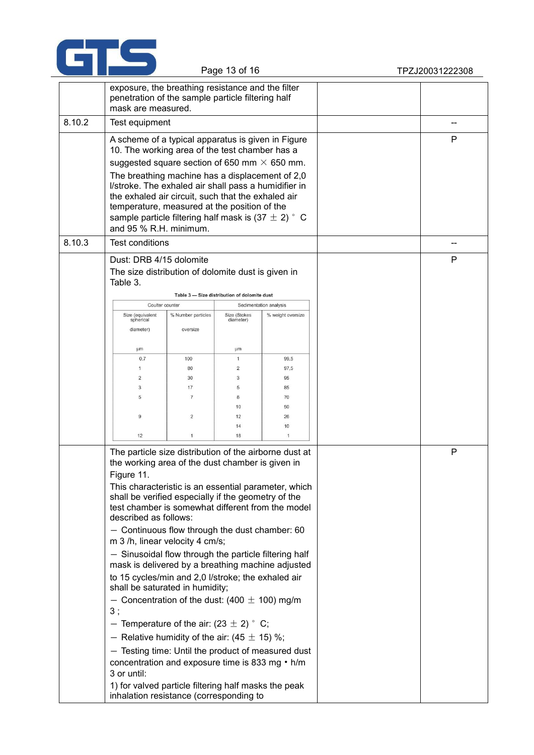| | | | |
|---|---|---|---|
| | exposure, the breathing resistance and the filter penetration of the sample particle filtering half mask are measured. | | |
| 8.10.2 | Test equipment | | -- |
| | A scheme of a typical apparatus is given in Figure 10. The working area of the test chamber has a suggested square section of 650 mm × 650 mm.<br>The breathing machine has a displacement of 2,0 l/stroke. The exhaled air shall pass a humidifier in the exhaled air circuit, such that the exhaled air temperature, measured at the position of the sample particle filtering half mask is (37 ± 2) ° C and 95 % R.H. minimum. | | P |
| 8.10.3 | Test conditions | | -- |
| | Dust: DRB 4/15 dolomite<br>The size distribution of dolomite dust is given in Table 3. | | P |

**Table 3 — Size distribution of dolomite dust**

| Coulter counter | | Sedimentation analysis | |
|---|---|---|---|
| Size (equivalent spherical diameter) µm | % Number particles oversize | Size (Stokes diameter) µm | % weight oversize |
| 0.7 | 100 | 1 | 99,5 |
| 1 | 80 | 2 | 97,5 |
| 2 | 30 | 3 | 95 |
| 3 | 17 | 5 | 85 |
| 5 | 7 | 8 | 70 |
| | | 10 | 50 |
| 9 | 2 | 12 | 26 |
| | | 14 | 10 |
| 12 | 1 | 18 | 1 |

| | | | |
|---|---|---|---|
| | The particle size distribution of the airborne dust at the working area of the dust chamber is given in Figure 11.<br>This characteristic is an essential parameter, which shall be verified especially if the geometry of the test chamber is somewhat different from the model described as follows:<br>— Continuous flow through the dust chamber: 60 m 3 /h, linear velocity 4 cm/s;<br>— Sinusoidal flow through the particle filtering half mask is delivered by a breathing machine adjusted to 15 cycles/min and 2,0 l/stroke; the exhaled air shall be saturated in humidity;<br>— Concentration of the dust: (400 ± 100) mg/m 3 ;<br>— Temperature of the air: (23 ± 2) ° C;<br>— Relative humidity of the air: (45 ± 15) %;<br>— Testing time: Until the product of measured dust concentration and exposure time is 833 mg • h/m 3 or until:<br>1) for valved particle filtering half masks the peak inhalation resistance (corresponding to | | P |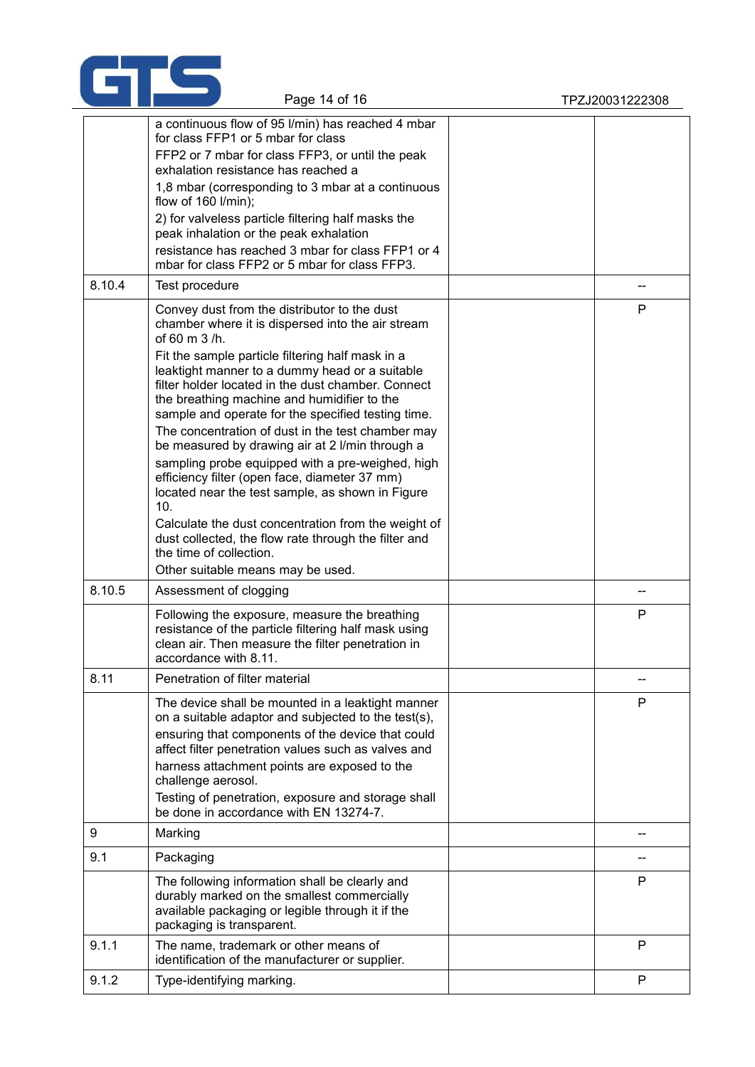| | | | |
|---|---|---|---|
| | a continuous flow of 95 l/min) has reached 4 mbar for class FFP1 or 5 mbar for class FFP2 or 7 mbar for class FFP3, or until the peak exhalation resistance has reached a 1,8 mbar (corresponding to 3 mbar at a continuous flow of 160 l/min); 2) for valveless particle filtering half masks the peak inhalation or the peak exhalation resistance has reached 3 mbar for class FFP1 or 4 mbar for class FFP2 or 5 mbar for class FFP3. | | |
| 8.10.4 | Test procedure | | -- |
| | Convey dust from the distributor to the dust chamber where it is dispersed into the air stream of 60 m 3 /h. Fit the sample particle filtering half mask in a leaktight manner to a dummy head or a suitable filter holder located in the dust chamber. Connect the breathing machine and humidifier to the sample and operate for the specified testing time. The concentration of dust in the test chamber may be measured by drawing air at 2 l/min through a sampling probe equipped with a pre-weighed, high efficiency filter (open face, diameter 37 mm) located near the test sample, as shown in Figure 10. Calculate the dust concentration from the weight of dust collected, the flow rate through the filter and the time of collection. Other suitable means may be used. | | P |
| 8.10.5 | Assessment of clogging | | -- |
| | Following the exposure, measure the breathing resistance of the particle filtering half mask using clean air. Then measure the filter penetration in accordance with 8.11. | | P |
| 8.11 | Penetration of filter material | | -- |
| | The device shall be mounted in a leaktight manner on a suitable adaptor and subjected to the test(s), ensuring that components of the device that could affect filter penetration values such as valves and harness attachment points are exposed to the challenge aerosol. Testing of penetration, exposure and storage shall be done in accordance with EN 13274-7. | | P |
| 9 | Marking | | -- |
| 9.1 | Packaging | | -- |
| | The following information shall be clearly and durably marked on the smallest commercially available packaging or legible through it if the packaging is transparent. | | P |
| 9.1.1 | The name, trademark or other means of identification of the manufacturer or supplier. | | P |
| 9.1.2 | Type-identifying marking. | | P |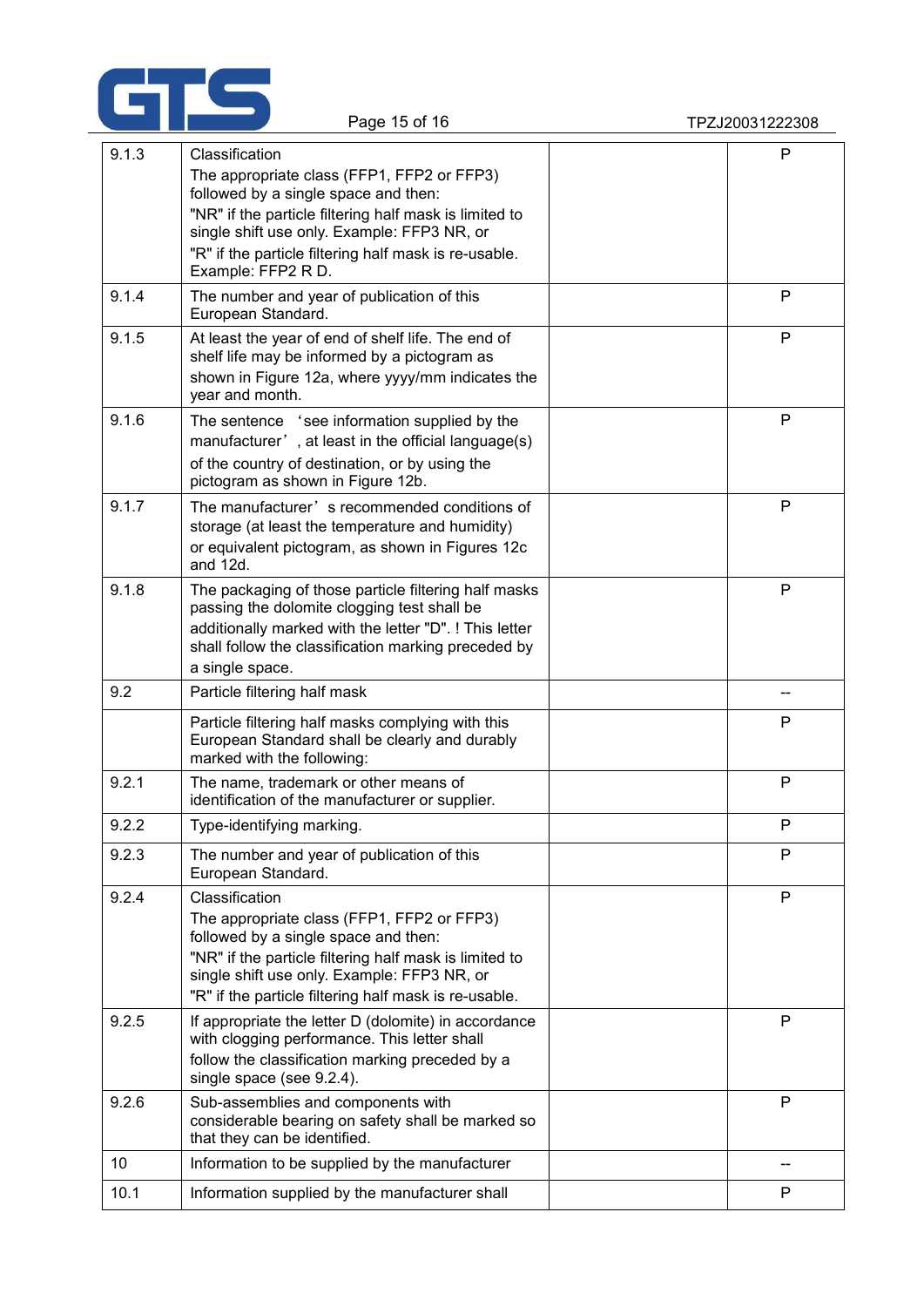| | | | |
|---|---|---|---|
| 9.1.3 | Classification<br>The appropriate class (FFP1, FFP2 or FFP3) followed by a single space and then:<br>"NR" if the particle filtering half mask is limited to single shift use only. Example: FFP3 NR, or<br>"R" if the particle filtering half mask is re-usable. Example: FFP2 R D. | | P |
| 9.1.4 | The number and year of publication of this European Standard. | | P |
| 9.1.5 | At least the year of end of shelf life. The end of shelf life may be informed by a pictogram as shown in Figure 12a, where yyyy/mm indicates the year and month. | | P |
| 9.1.6 | The sentence ‘see information supplied by the manufacturer’, at least in the official language(s) of the country of destination, or by using the pictogram as shown in Figure 12b. | | P |
| 9.1.7 | The manufacturer’s recommended conditions of storage (at least the temperature and humidity) or equivalent pictogram, as shown in Figures 12c and 12d. | | P |
| 9.1.8 | The packaging of those particle filtering half masks passing the dolomite clogging test shall be additionally marked with the letter "D". ! This letter shall follow the classification marking preceded by a single space. | | P |
| 9.2 | Particle filtering half mask | | -- |
| | Particle filtering half masks complying with this European Standard shall be clearly and durably marked with the following: | | P |
| 9.2.1 | The name, trademark or other means of identification of the manufacturer or supplier. | | P |
| 9.2.2 | Type-identifying marking. | | P |
| 9.2.3 | The number and year of publication of this European Standard. | | P |
| 9.2.4 | Classification<br>The appropriate class (FFP1, FFP2 or FFP3) followed by a single space and then:<br>"NR" if the particle filtering half mask is limited to single shift use only. Example: FFP3 NR, or<br>"R" if the particle filtering half mask is re-usable. | | P |
| 9.2.5 | If appropriate the letter D (dolomite) in accordance with clogging performance. This letter shall follow the classification marking preceded by a single space (see 9.2.4). | | P |
| 9.2.6 | Sub-assemblies and components with considerable bearing on safety shall be marked so that they can be identified. | | P |
| 10 | Information to be supplied by the manufacturer | | -- |
| 10.1 | Information supplied by the manufacturer shall | | P |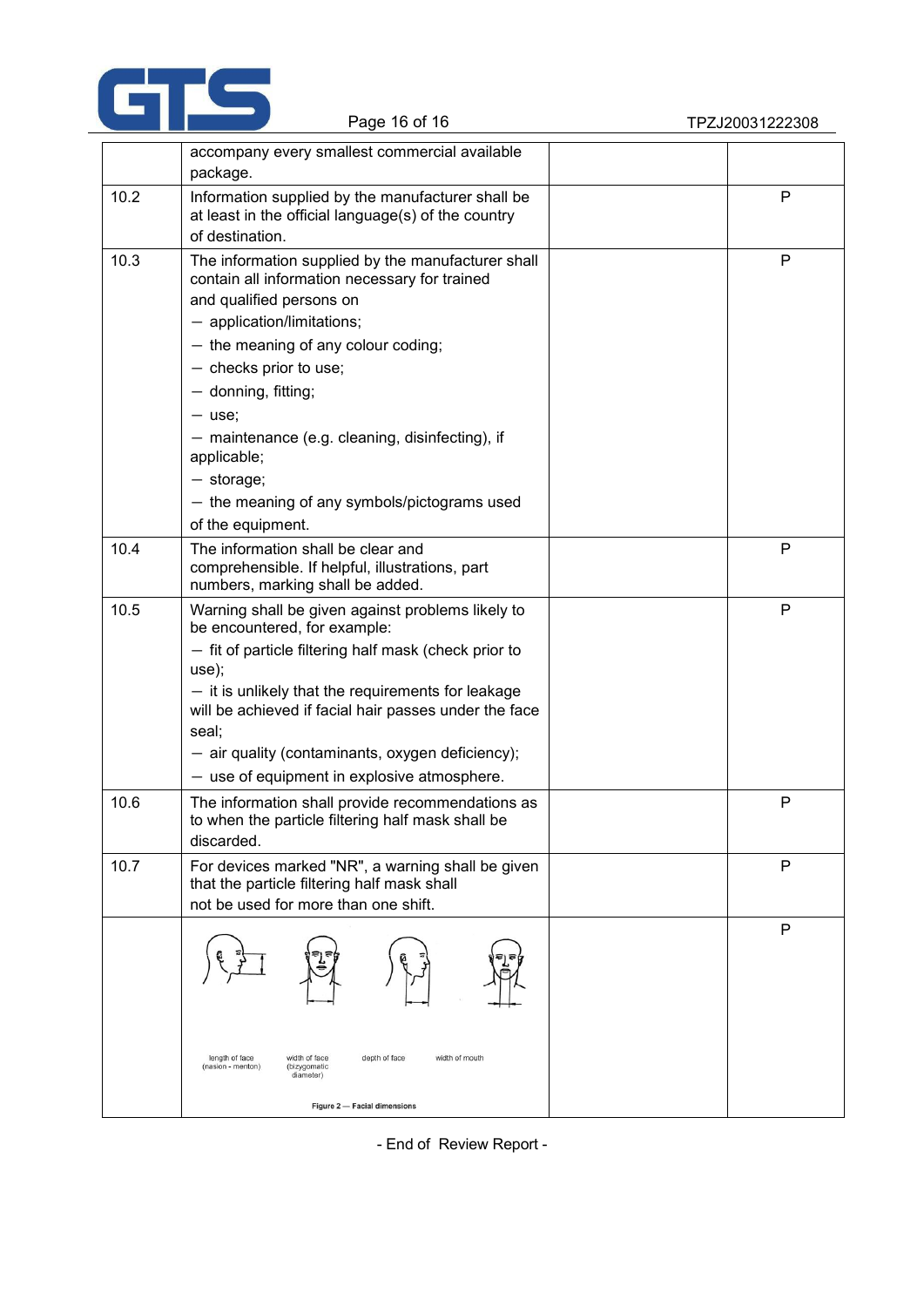|  |  |  |  |
|---|---|---|---|
|  | accompany every smallest commercial available package. |  |  |
| 10.2 | Information supplied by the manufacturer shall be at least in the official language(s) of the country of destination. |  | P |
| 10.3 | The information supplied by the manufacturer shall contain all information necessary for trained and qualified persons on<br>— application/limitations;<br>— the meaning of any colour coding;<br>— checks prior to use;<br>— donning, fitting;<br>— use;<br>— maintenance (e.g. cleaning, disinfecting), if applicable;<br>— storage;<br>— the meaning of any symbols/pictograms used of the equipment. |  | P |
| 10.4 | The information shall be clear and comprehensible. If helpful, illustrations, part numbers, marking shall be added. |  | P |
| 10.5 | Warning shall be given against problems likely to be encountered, for example:<br>— fit of particle filtering half mask (check prior to use);<br>— it is unlikely that the requirements for leakage will be achieved if facial hair passes under the face seal;<br>— air quality (contaminants, oxygen deficiency);<br>— use of equipment in explosive atmosphere. |  | P |
| 10.6 | The information shall provide recommendations as to when the particle filtering half mask shall be discarded. |  | P |
| 10.7 | For devices marked "NR", a warning shall be given that the particle filtering half mask shall not be used for more than one shift. |  | P |
|  | length of face (nasion - menton) — width of face (bizygomatic diameter) — depth of face — width of mouth<br>Figure 2 — Facial dimensions |  | P |

- End of Review Report -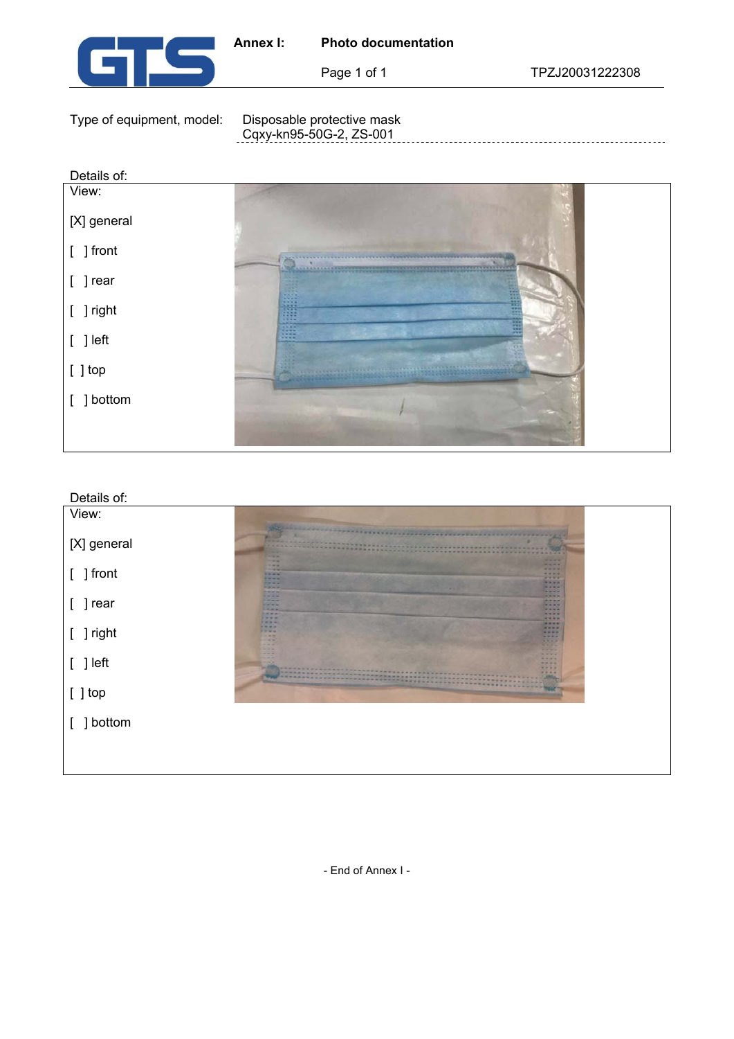**Annex I:** **Photo documentation**

TPZJ20031222308

Type of equipment, model: Disposable protective mask Cqxy-kn95-50G-2, ZS-001

Details of:

View:

[X] general

[ ] front

[ ] rear

[ ] right

[ ] left

[ ] top

[ ] bottom

Details of:

View:

[X] general

[ ] front

[ ] rear

[ ] right

[ ] left

[ ] top

[ ] bottom

- End of Annex I -